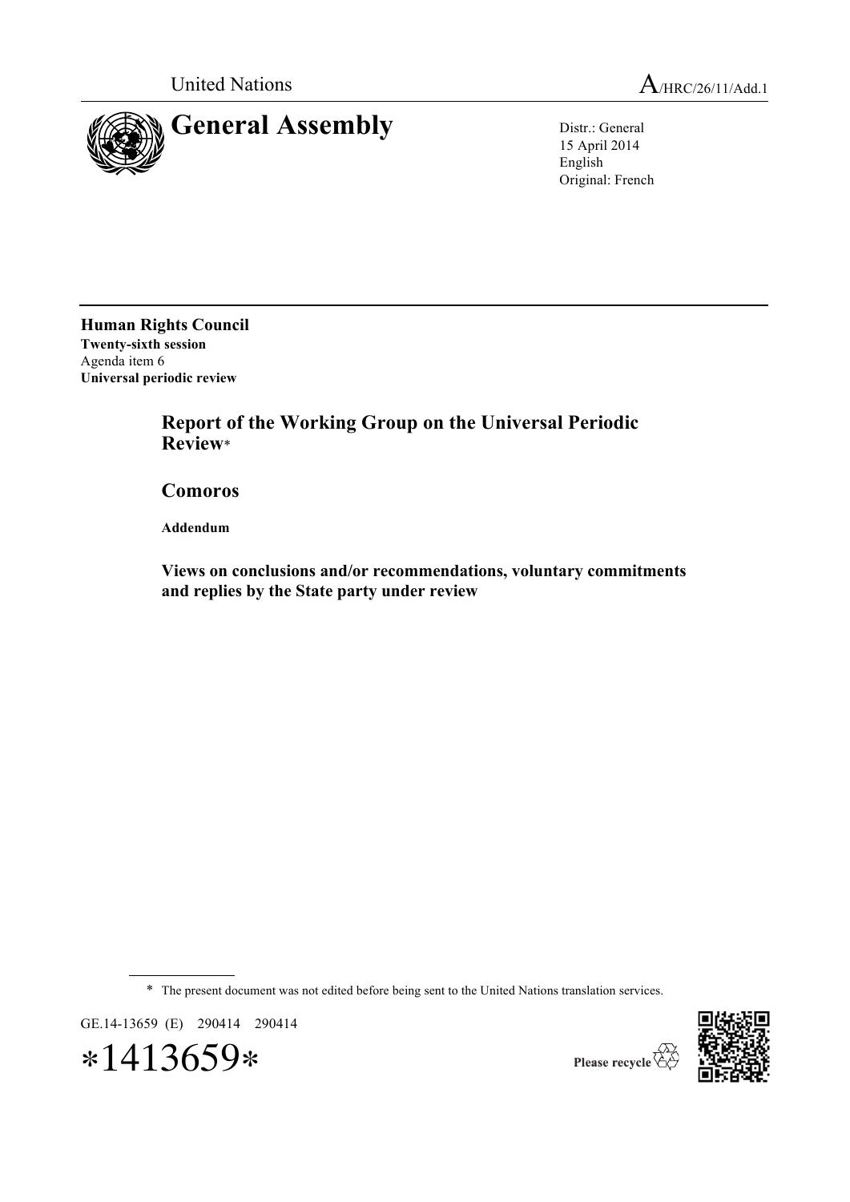United Nations A/HRC/26/11/Add.1

# General Assembly

Distr.: General
15 April 2014
English
Original: French

**Human Rights Council**
**Twenty-sixth session**
Agenda item 6
**Universal periodic review**

## Report of the Working Group on the Universal Periodic Review*

## Comoros

**Addendum**

### Views on conclusions and/or recommendations, voluntary commitments and replies by the State party under review

---

* The present document was not edited before being sent to the United Nations translation services.

GE.14-13659 (E) 290414 290414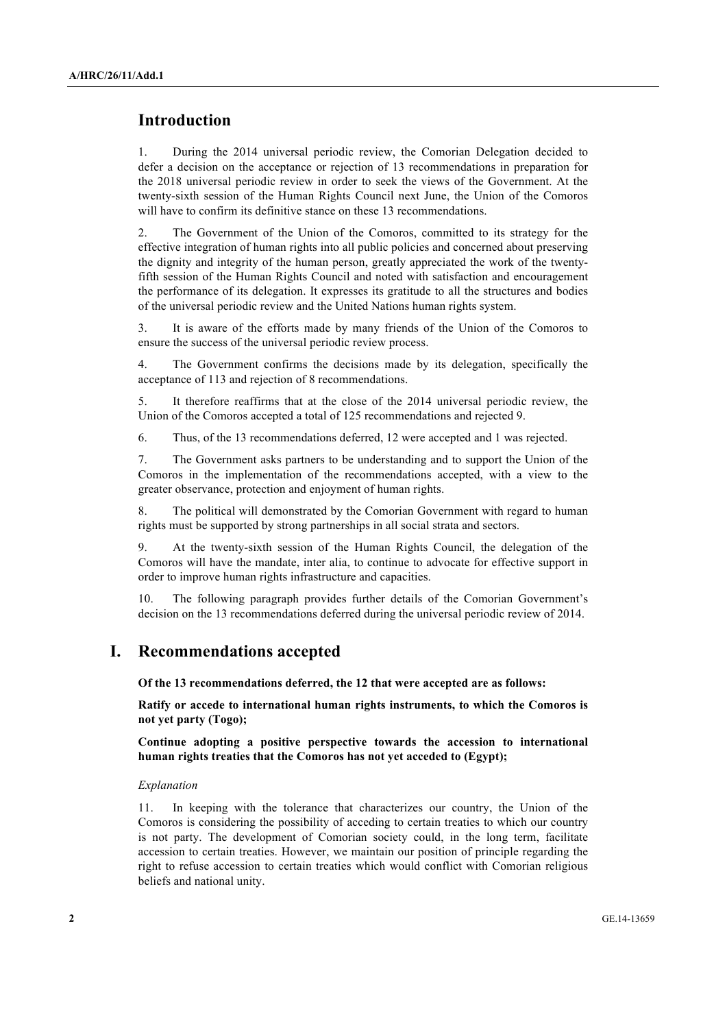## Introduction

1. During the 2014 universal periodic review, the Comorian Delegation decided to defer a decision on the acceptance or rejection of 13 recommendations in preparation for the 2018 universal periodic review in order to seek the views of the Government. At the twenty-sixth session of the Human Rights Council next June, the Union of the Comoros will have to confirm its definitive stance on these 13 recommendations.

2. The Government of the Union of the Comoros, committed to its strategy for the effective integration of human rights into all public policies and concerned about preserving the dignity and integrity of the human person, greatly appreciated the work of the twenty-fifth session of the Human Rights Council and noted with satisfaction and encouragement the performance of its delegation. It expresses its gratitude to all the structures and bodies of the universal periodic review and the United Nations human rights system.

3. It is aware of the efforts made by many friends of the Union of the Comoros to ensure the success of the universal periodic review process.

4. The Government confirms the decisions made by its delegation, specifically the acceptance of 113 and rejection of 8 recommendations.

5. It therefore reaffirms that at the close of the 2014 universal periodic review, the Union of the Comoros accepted a total of 125 recommendations and rejected 9.

6. Thus, of the 13 recommendations deferred, 12 were accepted and 1 was rejected.

7. The Government asks partners to be understanding and to support the Union of the Comoros in the implementation of the recommendations accepted, with a view to the greater observance, protection and enjoyment of human rights.

8. The political will demonstrated by the Comorian Government with regard to human rights must be supported by strong partnerships in all social strata and sectors.

9. At the twenty-sixth session of the Human Rights Council, the delegation of the Comoros will have the mandate, inter alia, to continue to advocate for effective support in order to improve human rights infrastructure and capacities.

10. The following paragraph provides further details of the Comorian Government's decision on the 13 recommendations deferred during the universal periodic review of 2014.

## I. Recommendations accepted

**Of the 13 recommendations deferred, the 12 that were accepted are as follows:**

**Ratify or accede to international human rights instruments, to which the Comoros is not yet party (Togo);**

**Continue adopting a positive perspective towards the accession to international human rights treaties that the Comoros has not yet acceded to (Egypt);**

*Explanation*

11. In keeping with the tolerance that characterizes our country, the Union of the Comoros is considering the possibility of acceding to certain treaties to which our country is not party. The development of Comorian society could, in the long term, facilitate accession to certain treaties. However, we maintain our position of principle regarding the right to refuse accession to certain treaties which would conflict with Comorian religious beliefs and national unity.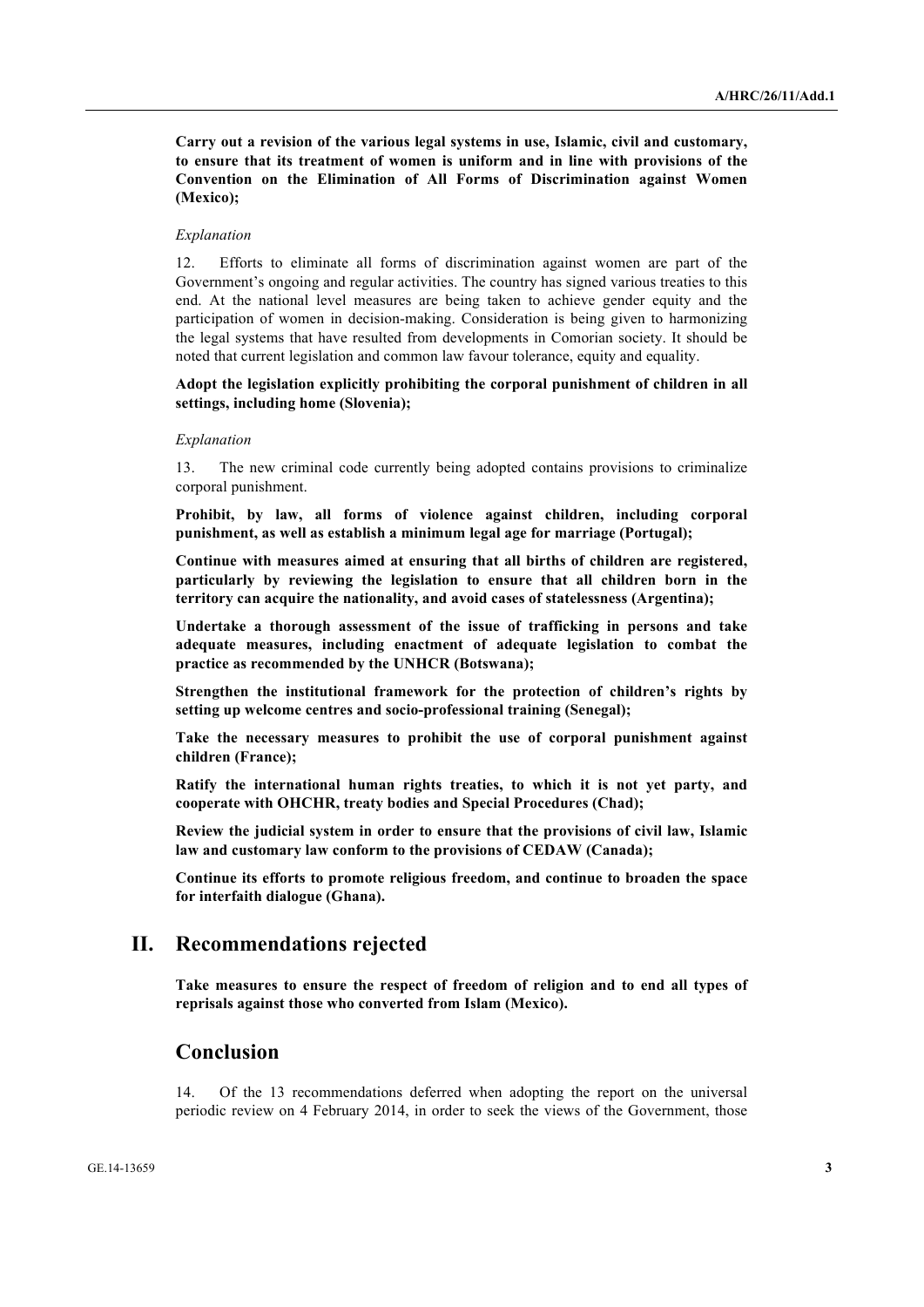**Carry out a revision of the various legal systems in use, Islamic, civil and customary, to ensure that its treatment of women is uniform and in line with provisions of the Convention on the Elimination of All Forms of Discrimination against Women (Mexico);**

*Explanation*

12. Efforts to eliminate all forms of discrimination against women are part of the Government's ongoing and regular activities. The country has signed various treaties to this end. At the national level measures are being taken to achieve gender equity and the participation of women in decision-making. Consideration is being given to harmonizing the legal systems that have resulted from developments in Comorian society. It should be noted that current legislation and common law favour tolerance, equity and equality.

**Adopt the legislation explicitly prohibiting the corporal punishment of children in all settings, including home (Slovenia);**

*Explanation*

13. The new criminal code currently being adopted contains provisions to criminalize corporal punishment.

**Prohibit, by law, all forms of violence against children, including corporal punishment, as well as establish a minimum legal age for marriage (Portugal);**

**Continue with measures aimed at ensuring that all births of children are registered, particularly by reviewing the legislation to ensure that all children born in the territory can acquire the nationality, and avoid cases of statelessness (Argentina);**

**Undertake a thorough assessment of the issue of trafficking in persons and take adequate measures, including enactment of adequate legislation to combat the practice as recommended by the UNHCR (Botswana);**

**Strengthen the institutional framework for the protection of children's rights by setting up welcome centres and socio-professional training (Senegal);**

**Take the necessary measures to prohibit the use of corporal punishment against children (France);**

**Ratify the international human rights treaties, to which it is not yet party, and cooperate with OHCHR, treaty bodies and Special Procedures (Chad);**

**Review the judicial system in order to ensure that the provisions of civil law, Islamic law and customary law conform to the provisions of CEDAW (Canada);**

**Continue its efforts to promote religious freedom, and continue to broaden the space for interfaith dialogue (Ghana).**

## II. Recommendations rejected

**Take measures to ensure the respect of freedom of religion and to end all types of reprisals against those who converted from Islam (Mexico).**

## Conclusion

14. Of the 13 recommendations deferred when adopting the report on the universal periodic review on 4 February 2014, in order to seek the views of the Government, those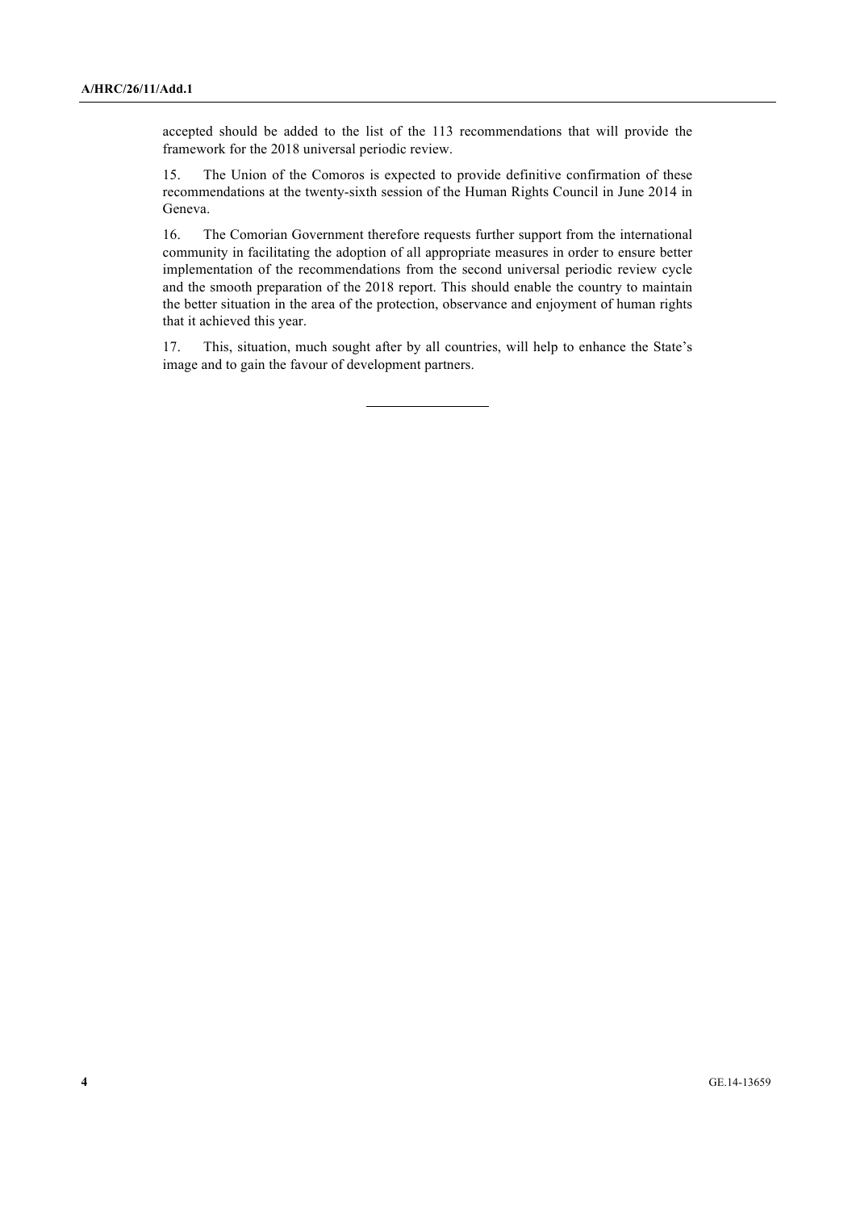accepted should be added to the list of the 113 recommendations that will provide the framework for the 2018 universal periodic review.

15. The Union of the Comoros is expected to provide definitive confirmation of these recommendations at the twenty-sixth session of the Human Rights Council in June 2014 in Geneva.

16. The Comorian Government therefore requests further support from the international community in facilitating the adoption of all appropriate measures in order to ensure better implementation of the recommendations from the second universal periodic review cycle and the smooth preparation of the 2018 report. This should enable the country to maintain the better situation in the area of the protection, observance and enjoyment of human rights that it achieved this year.

17. This, situation, much sought after by all countries, will help to enhance the State's image and to gain the favour of development partners.